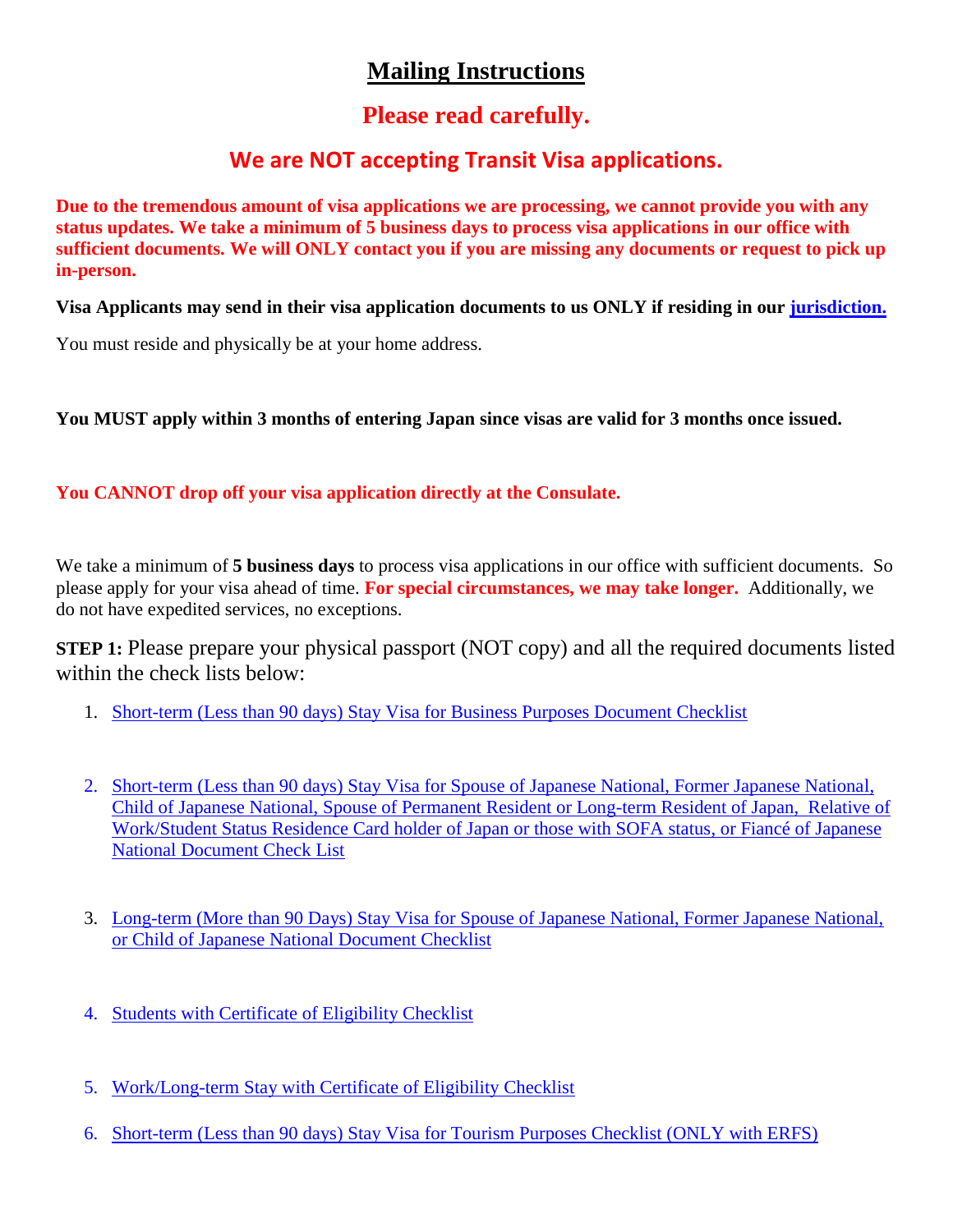# Mailing Instructions

## Please read carefully.

## We are NOT accepting Transit Visa applications.

**Due to the tremendous amount of visa applications we are processing, we cannot provide you with any status updates. We take a minimum of 5 business days to process visa applications in our office with sufficient documents. We will ONLY contact you if you are missing any documents or request to pick up in-person.**

**Visa Applicants may send in their visa application documents to us ONLY if residing in our jurisdiction.**

You must reside and physically be at your home address.

**You MUST apply within 3 months of entering Japan since visas are valid for 3 months once issued.**

**You CANNOT drop off your visa application directly at the Consulate.**

We take a minimum of **5 business days** to process visa applications in our office with sufficient documents. So please apply for your visa ahead of time. **For special circumstances, we may take longer.** Additionally, we do not have expedited services, no exceptions.

**STEP 1:** Please prepare your physical passport (NOT copy) and all the required documents listed within the check lists below:

1. Short-term (Less than 90 days) Stay Visa for Business Purposes Document Checklist
2. Short-term (Less than 90 days) Stay Visa for Spouse of Japanese National, Former Japanese National, Child of Japanese National, Spouse of Permanent Resident or Long-term Resident of Japan, Relative of Work/Student Status Residence Card holder of Japan or those with SOFA status, or Fiancé of Japanese National Document Check List
3. Long-term (More than 90 Days) Stay Visa for Spouse of Japanese National, Former Japanese National, or Child of Japanese National Document Checklist
4. Students with Certificate of Eligibility Checklist
5. Work/Long-term Stay with Certificate of Eligibility Checklist
6. Short-term (Less than 90 days) Stay Visa for Tourism Purposes Checklist (ONLY with ERFS)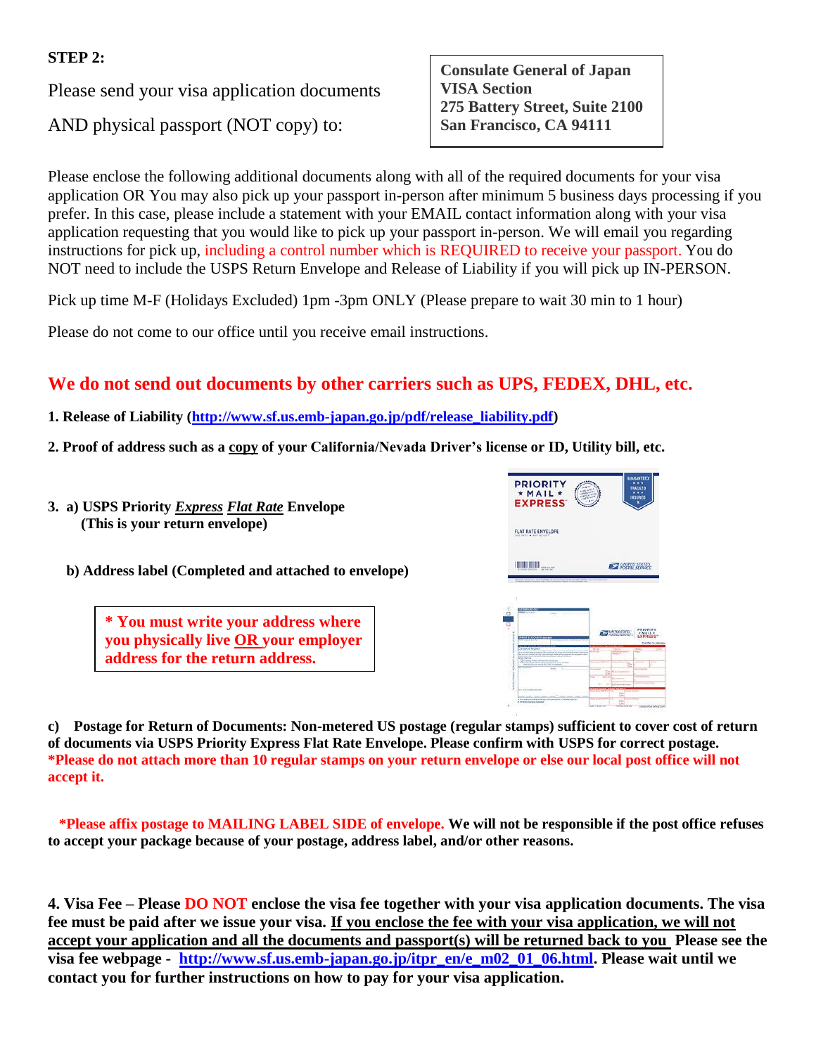**STEP 2:**

Please send your visa application documents AND physical passport (NOT copy) to:

> **Consulate General of Japan**
> **VISA Section**
> **275 Battery Street, Suite 2100**
> **San Francisco, CA 94111**

Please enclose the following additional documents along with all of the required documents for your visa application OR You may also pick up your passport in-person after minimum 5 business days processing if you prefer. In this case, please include a statement with your EMAIL contact information along with your visa application requesting that you would like to pick up your passport in-person. We will email you regarding instructions for pick up, including a control number which is REQUIRED to receive your passport. You do NOT need to include the USPS Return Envelope and Release of Liability if you will pick up IN-PERSON.

Pick up time M-F (Holidays Excluded) 1pm -3pm ONLY (Please prepare to wait 30 min to 1 hour)

Please do not come to our office until you receive email instructions.

## We do not send out documents by other carriers such as UPS, FEDEX, DHL, etc.

**1. Release of Liability ([http://www.sf.us.emb-japan.go.jp/pdf/release_liability.pdf](http://www.sf.us.emb-japan.go.jp/pdf/release_liability.pdf))**

**2. Proof of address such as a copy of your California/Nevada Driver's license or ID, Utility bill, etc.**

**3. a) USPS Priority *Express* *Flat Rate* Envelope**
**(This is your return envelope)**

**b) Address label (Completed and attached to envelope)**

> **\* You must write your address where you physically live OR your employer address for the return address.**

**c) Postage for Return of Documents: Non-metered US postage (regular stamps) sufficient to cover cost of return of documents via USPS Priority Express Flat Rate Envelope. Please confirm with USPS for correct postage.**
**\*Please do not attach more than 10 regular stamps on your return envelope or else our local post office will not accept it.**

**\*Please affix postage to MAILING LABEL SIDE of envelope. We will not be responsible if the post office refuses to accept your package because of your postage, address label, and/or other reasons.**

**4. Visa Fee – Please DO NOT enclose the visa fee together with your visa application documents. The visa fee must be paid after we issue your visa. If you enclose the fee with your visa application, we will not accept your application and all the documents and passport(s) will be returned back to you Please see the visa fee webpage - [http://www.sf.us.emb-japan.go.jp/itpr_en/e_m02_01_06.html](http://www.sf.us.emb-japan.go.jp/itpr_en/e_m02_01_06.html). Please wait until we contact you for further instructions on how to pay for your visa application.**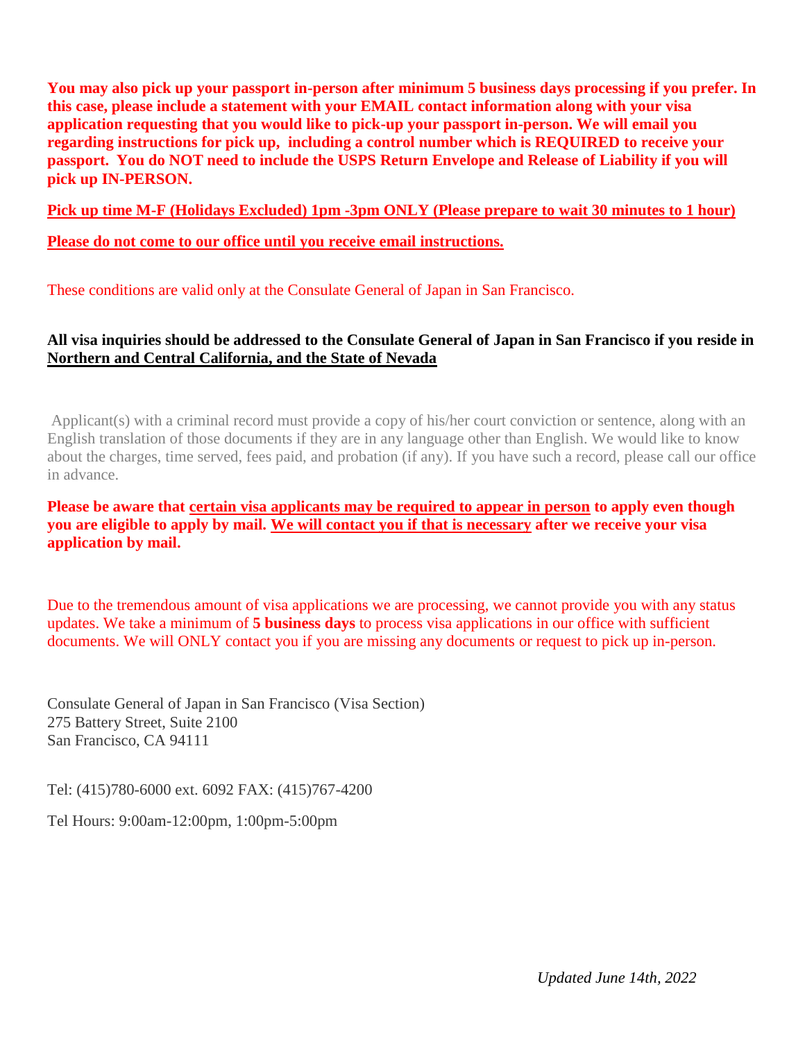**You may also pick up your passport in-person after minimum 5 business days processing if you prefer. In this case, please include a statement with your EMAIL contact information along with your visa application requesting that you would like to pick-up your passport in-person. We will email you regarding instructions for pick up, including a control number which is REQUIRED to receive your passport. You do NOT need to include the USPS Return Envelope and Release of Liability if you will pick up IN-PERSON.**

**Pick up time M-F (Holidays Excluded) 1pm -3pm ONLY (Please prepare to wait 30 minutes to 1 hour)**

**Please do not come to our office until you receive email instructions.**

These conditions are valid only at the Consulate General of Japan in San Francisco.

**All visa inquiries should be addressed to the Consulate General of Japan in San Francisco if you reside in Northern and Central California, and the State of Nevada**

Applicant(s) with a criminal record must provide a copy of his/her court conviction or sentence, along with an English translation of those documents if they are in any language other than English. We would like to know about the charges, time served, fees paid, and probation (if any). If you have such a record, please call our office in advance.

**Please be aware that certain visa applicants may be required to appear in person to apply even though you are eligible to apply by mail. We will contact you if that is necessary after we receive your visa application by mail.**

Due to the tremendous amount of visa applications we are processing, we cannot provide you with any status updates. We take a minimum of **5 business days** to process visa applications in our office with sufficient documents. We will ONLY contact you if you are missing any documents or request to pick up in-person.

Consulate General of Japan in San Francisco (Visa Section)
275 Battery Street, Suite 2100
San Francisco, CA 94111

Tel: (415)780-6000 ext. 6092 FAX: (415)767-4200

Tel Hours: 9:00am-12:00pm, 1:00pm-5:00pm

*Updated June 14th, 2022*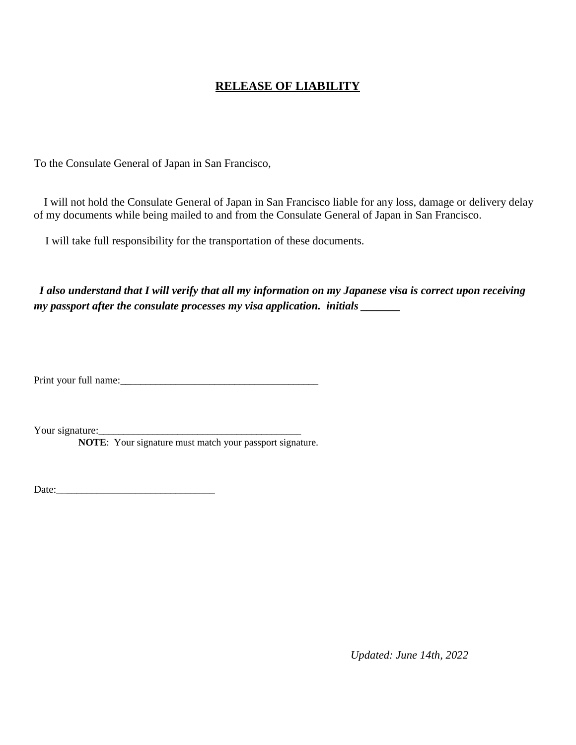# RELEASE OF LIABILITY

To the Consulate General of Japan in San Francisco,

I will not hold the Consulate General of Japan in San Francisco liable for any loss, damage or delivery delay of my documents while being mailed to and from the Consulate General of Japan in San Francisco.

I will take full responsibility for the transportation of these documents.

***I also understand that I will verify that all my information on my Japanese visa is correct upon receiving my passport after the consulate processes my visa application. initials _______***

Print your full name:_______________________________________

Your signature:________________________________________

**NOTE**: Your signature must match your passport signature.

Date:_______________________________

*Updated: June 14th, 2022*